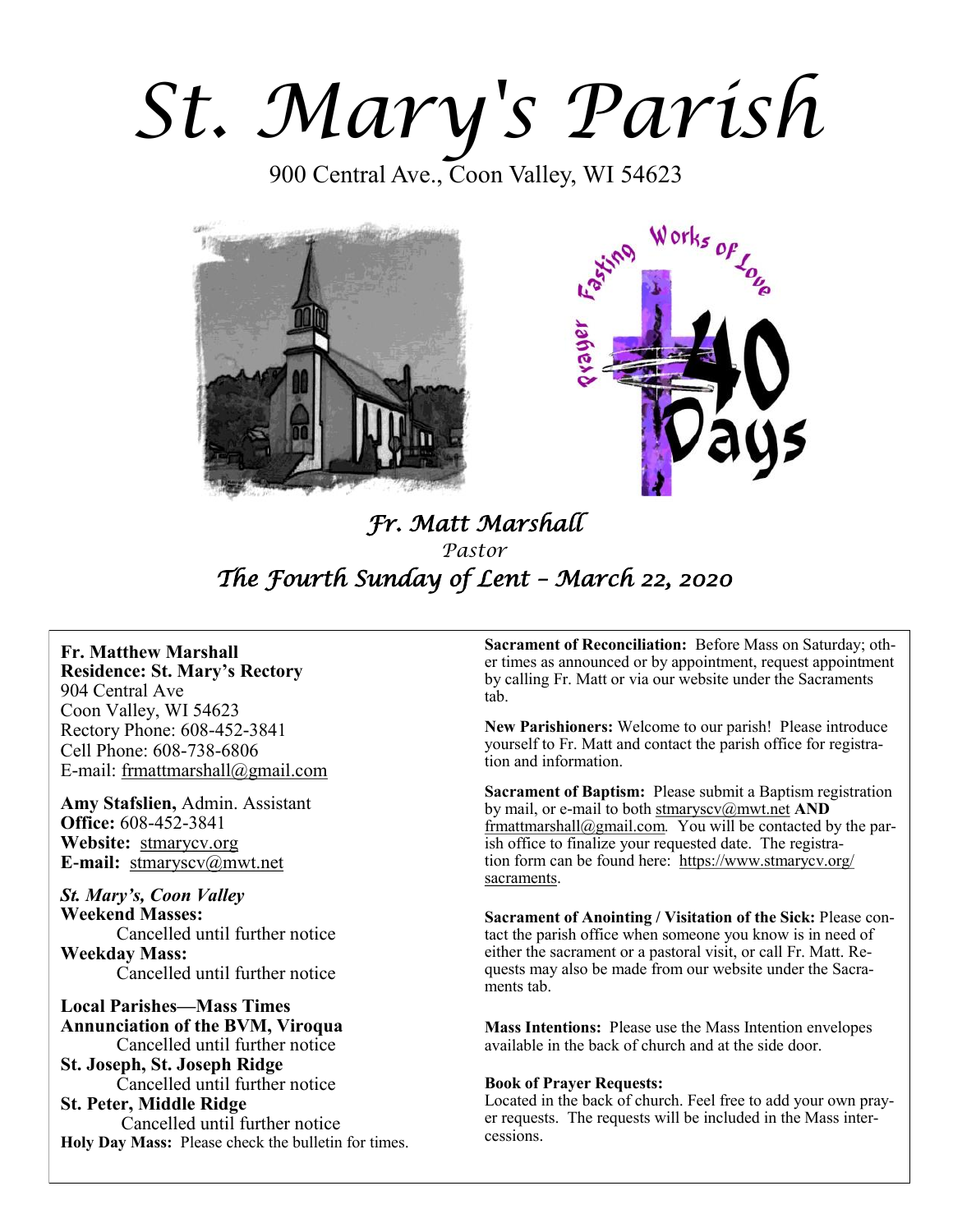# St. Mary's Parish

900 Central Ave., Coon Valley, WI 54623

*Fr. Matt Marshall*

*Pastor*

## *The Fourth Sunday of Lent – March 22, 2020*

**Fr. Matthew Marshall**
**Residence: St. Mary's Rectory**
904 Central Ave
Coon Valley, WI 54623
Rectory Phone: 608-452-3841
Cell Phone: 608-738-6806
E-mail: frmattmarshall@gmail.com

**Amy Stafslien,** Admin. Assistant
**Office:** 608-452-3841
**Website:** stmarycv.org
**E-mail:** stmaryscv@mwt.net

***St. Mary's, Coon Valley***
**Weekend Masses:**
Cancelled until further notice
**Weekday Mass:**
Cancelled until further notice

**Local Parishes—Mass Times**
**Annunciation of the BVM, Viroqua**
Cancelled until further notice
**St. Joseph, St. Joseph Ridge**
Cancelled until further notice
**St. Peter, Middle Ridge**
Cancelled until further notice
**Holy Day Mass:** Please check the bulletin for times.

**Sacrament of Reconciliation:** Before Mass on Saturday; other times as announced or by appointment, request appointment by calling Fr. Matt or via our website under the Sacraments tab.

**New Parishioners:** Welcome to our parish! Please introduce yourself to Fr. Matt and contact the parish office for registration and information.

**Sacrament of Baptism:** Please submit a Baptism registration by mail, or e-mail to both stmaryscv@mwt.net **AND** frmattmarshall@gmail.com. You will be contacted by the parish office to finalize your requested date. The registration form can be found here: https://www.stmarycv.org/sacraments.

**Sacrament of Anointing / Visitation of the Sick:** Please contact the parish office when someone you know is in need of either the sacrament or a pastoral visit, or call Fr. Matt. Requests may also be made from our website under the Sacraments tab.

**Mass Intentions:** Please use the Mass Intention envelopes available in the back of church and at the side door.

**Book of Prayer Requests:**
Located in the back of church. Feel free to add your own prayer requests. The requests will be included in the Mass intercessions.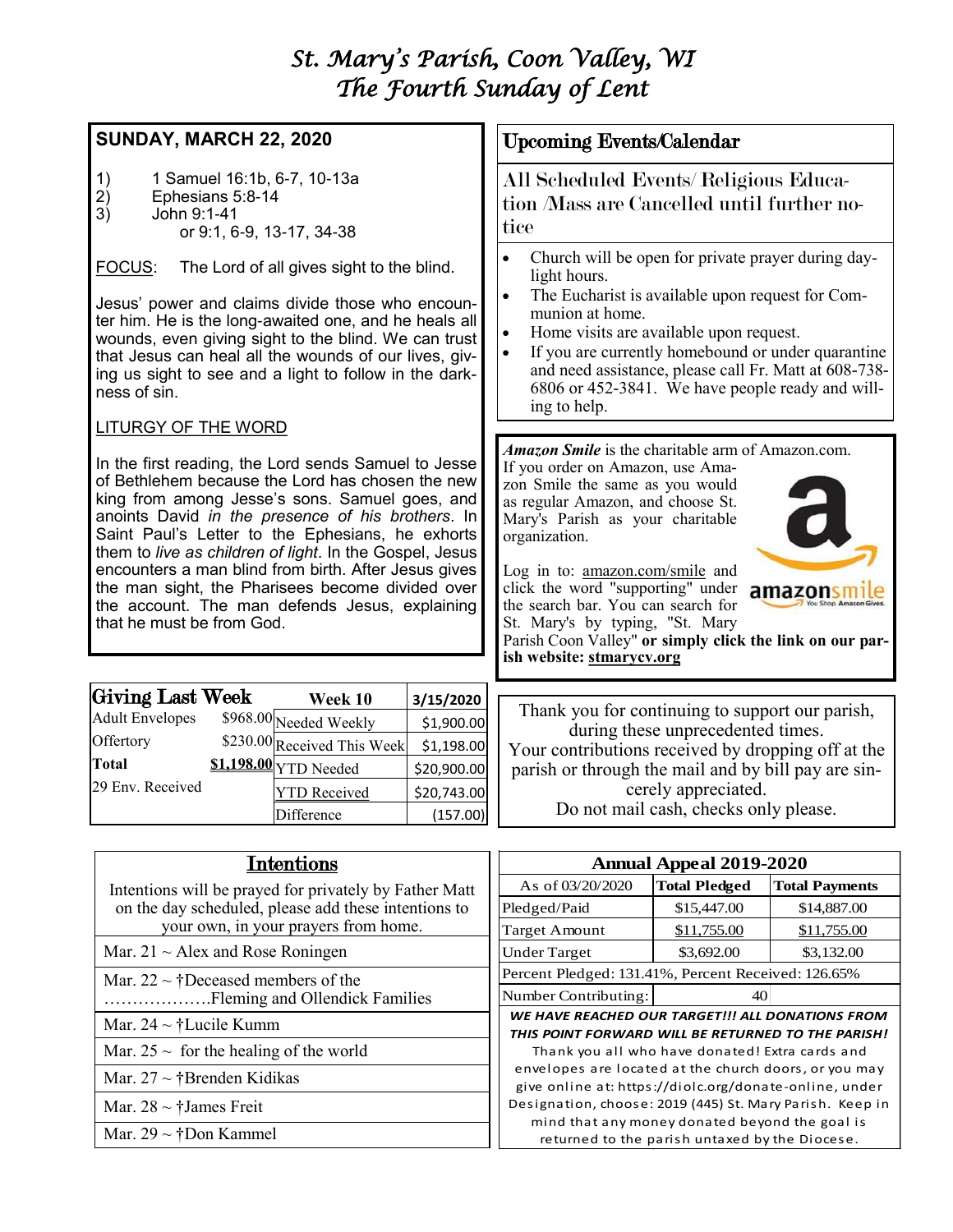# St. Mary's Parish, Coon Valley, WI
# The Fourth Sunday of Lent

## SUNDAY, MARCH 22, 2020

1) 1 Samuel 16:1b, 6-7, 10-13a
2) Ephesians 5:8-14
3) John 9:1-41
   or 9:1, 6-9, 13-17, 34-38

FOCUS: The Lord of all gives sight to the blind.

Jesus' power and claims divide those who encounter him. He is the long-awaited one, and he heals all wounds, even giving sight to the blind. We can trust that Jesus can heal all the wounds of our lives, giving us sight to see and a light to follow in the darkness of sin.

LITURGY OF THE WORD

In the first reading, the Lord sends Samuel to Jesse of Bethlehem because the Lord has chosen the new king from among Jesse's sons. Samuel goes, and anoints David *in the presence of his brothers*. In Saint Paul's Letter to the Ephesians, he exhorts them to *live as children of light*. In the Gospel, Jesus encounters a man blind from birth. After Jesus gives the man sight, the Pharisees become divided over the account. The man defends Jesus, explaining that he must be from God.

## Upcoming Events/Calendar

All Scheduled Events/ Religious Education /Mass are Cancelled until further notice

- Church will be open for private prayer during daylight hours.
- The Eucharist is available upon request for Communion at home.
- Home visits are available upon request.
- If you are currently homebound or under quarantine and need assistance, please call Fr. Matt at 608-738-6806 or 452-3841. We have people ready and willing to help.

***Amazon Smile*** is the charitable arm of Amazon.com. If you order on Amazon, use Amazon Smile the same as you would as regular Amazon, and choose St. Mary's Parish as your charitable organization.

Log in to: amazon.com/smile and click the word "supporting" under the search bar. You can search for St. Mary's by typing, "St. Mary Parish Coon Valley" **or simply click the link on our parish website: stmarycv.org**

## Giving Last Week

| Giving Last Week | | Week 10 | 3/15/2020 |
|---|---|---|---|
| Adult Envelopes | $968.00 | Needed Weekly | $1,900.00 |
| Offertory | $230.00 | Received This Week | $1,198.00 |
| **Total** | **$1,198.00** | YTD Needed | $20,900.00 |
| 29 Env. Received | | YTD Received | $20,743.00 |
| | | Difference | (157.00) |

Thank you for continuing to support our parish, during these unprecedented times. Your contributions received by dropping off at the parish or through the mail and by bill pay are sincerely appreciated. Do not mail cash, checks only please.

## Intentions

Intentions will be prayed for privately by Father Matt on the day scheduled, please add these intentions to your own, in your prayers from home.

- Mar. 21 ~ Alex and Rose Roningen
- Mar. 22 ~ †Deceased members of the ……………….Fleming and Ollendick Families
- Mar. 24 ~ †Lucile Kumm
- Mar. 25 ~ for the healing of the world
- Mar. 27 ~ †Brenden Kidikas
- Mar. 28 ~ †James Freit
- Mar. 29 ~ †Don Kammel

## Annual Appeal 2019-2020

| As of 03/20/2020 | Total Pledged | Total Payments |
|---|---|---|
| Pledged/Paid | $15,447.00 | $14,887.00 |
| Target Amount | $11,755.00 | $11,755.00 |
| Under Target | $3,692.00 | $3,132.00 |
| Percent Pledged: 131.41%, Percent Received: 126.65% | | |
| Number Contributing: | 40 | |

***WE HAVE REACHED OUR TARGET!!! ALL DONATIONS FROM THIS POINT FORWARD WILL BE RETURNED TO THE PARISH!***

Thank you all who have donated! Extra cards and envelopes are located at the church doors, or you may give online at: https://diolc.org/donate-online, under Designation, choose: 2019 (445) St. Mary Parish. Keep in mind that any money donated beyond the goal is returned to the parish untaxed by the Diocese.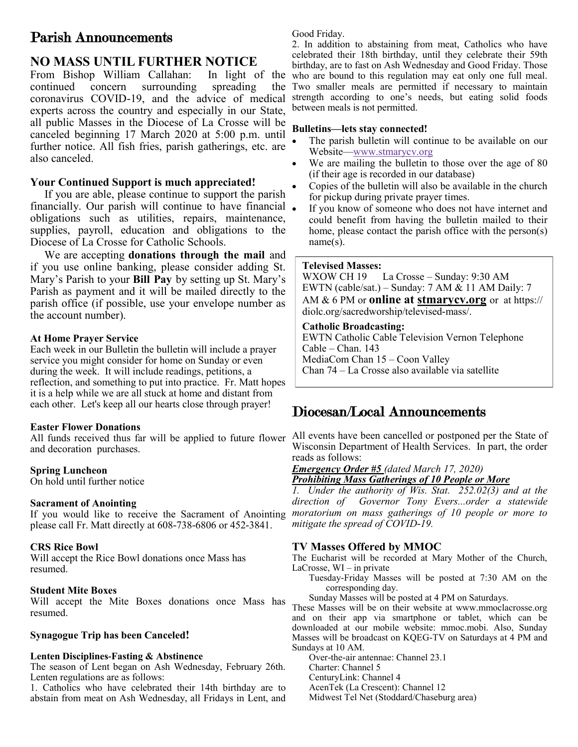# Parish Announcements

## NO MASS UNTIL FURTHER NOTICE

From Bishop William Callahan: In light of the continued concern surrounding spreading the coronavirus COVID-19, and the advice of medical experts across the country and especially in our State, all public Masses in the Diocese of La Crosse will be canceled beginning 17 March 2020 at 5:00 p.m. until further notice. All fish fries, parish gatherings, etc. are also canceled.

### Your Continued Support is much appreciated!

If you are able, please continue to support the parish financially. Our parish will continue to have financial obligations such as utilities, repairs, maintenance, supplies, payroll, education and obligations to the Diocese of La Crosse for Catholic Schools.

We are accepting **donations through the mail** and if you use online banking, please consider adding St. Mary's Parish to your **Bill Pay** by setting up St. Mary's Parish as payment and it will be mailed directly to the parish office (if possible, use your envelope number as the account number).

**At Home Prayer Service**

Each week in our Bulletin the bulletin will include a prayer service you might consider for home on Sunday or even during the week. It will include readings, petitions, a reflection, and something to put into practice. Fr. Matt hopes it is a help while we are all stuck at home and distant from each other. Let's keep all our hearts close through prayer!

**Easter Flower Donations**

All funds received thus far will be applied to future flower and decoration purchases.

**Spring Luncheon**

On hold until further notice

**Sacrament of Anointing**

If you would like to receive the Sacrament of Anointing please call Fr. Matt directly at 608-738-6806 or 452-3841.

**CRS Rice Bowl**

Will accept the Rice Bowl donations once Mass has resumed.

**Student Mite Boxes**

Will accept the Mite Boxes donations once Mass has resumed.

**Synagogue Trip has been Canceled!**

**Lenten Disciplines-Fasting & Abstinence**

The season of Lent began on Ash Wednesday, February 26th. Lenten regulations are as follows:

1. Catholics who have celebrated their 14th birthday are to abstain from meat on Ash Wednesday, all Fridays in Lent, and Good Friday.
2. In addition to abstaining from meat, Catholics who have celebrated their 18th birthday, until they celebrate their 59th birthday, are to fast on Ash Wednesday and Good Friday. Those who are bound to this regulation may eat only one full meal. Two smaller meals are permitted if necessary to maintain strength according to one's needs, but eating solid foods between meals is not permitted.

**Bulletins—lets stay connected!**

- The parish bulletin will continue to be available on our Website—www.stmarycv.org
- We are mailing the bulletin to those over the age of 80 (if their age is recorded in our database)
- Copies of the bulletin will also be available in the church for pickup during private prayer times.
- If you know of someone who does not have internet and could benefit from having the bulletin mailed to their home, please contact the parish office with the person(s) name(s).

**Televised Masses:**

WXOW CH 19 La Crosse – Sunday: 9:30 AM
EWTN (cable/sat.) – Sunday: 7 AM & 11 AM Daily: 7 AM & 6 PM or **online at stmarycv.org** or at https://diolc.org/sacredworship/televised-mass/.

**Catholic Broadcasting:**

EWTN Catholic Cable Television Vernon Telephone Cable – Chan. 143
MediaCom Chan 15 – Coon Valley
Chan 74 – La Crosse also available via satellite

# Diocesan/Local Announcements

All events have been cancelled or postponed per the State of Wisconsin Department of Health Services. In part, the order reads as follows:

***Emergency Order #5*** *(dated March 17, 2020)*
***Prohibiting Mass Gatherings of 10 People or More***

*1. Under the authority of Wis. Stat. 252.02(3) and at the direction of Governor Tony Evers...order a statewide moratorium on mass gatherings of 10 people or more to mitigate the spread of COVID-19.*

### TV Masses Offered by MMOC

The Eucharist will be recorded at Mary Mother of the Church, LaCrosse, WI – in private

Tuesday-Friday Masses will be posted at 7:30 AM on the corresponding day.

Sunday Masses will be posted at 4 PM on Saturdays.

These Masses will be on their website at www.mmoclacrosse.org and on their app via smartphone or tablet, which can be downloaded at our mobile website: mmoc.mobi. Also, Sunday Masses will be broadcast on KQEG-TV on Saturdays at 4 PM and Sundays at 10 AM.

Over-the-air antennae: Channel 23.1
Charter: Channel 5
CenturyLink: Channel 4
AcenTek (La Crescent): Channel 12
Midwest Tel Net (Stoddard/Chaseburg area)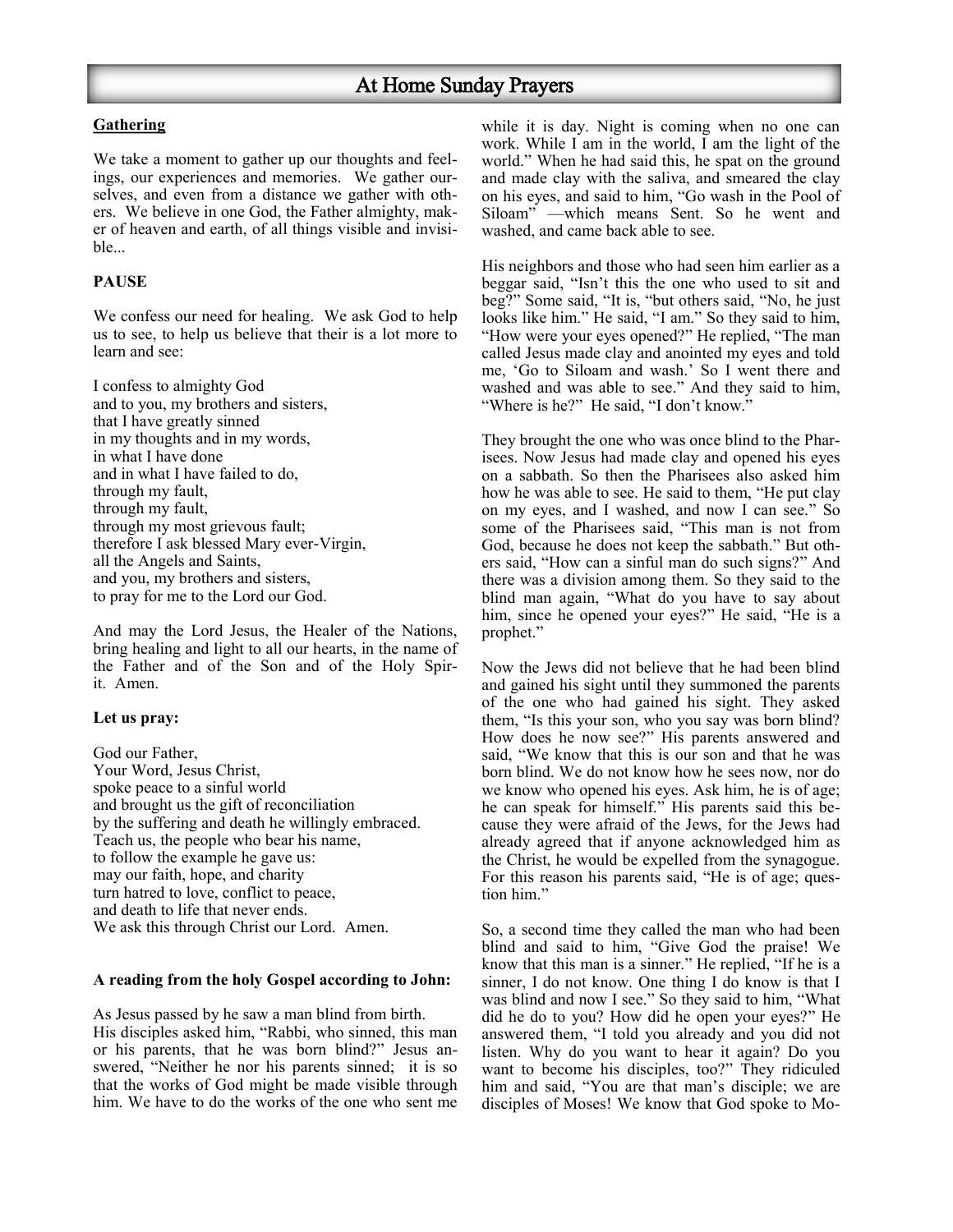# At Home Sunday Prayers

**Gathering**

We take a moment to gather up our thoughts and feelings, our experiences and memories. We gather ourselves, and even from a distance we gather with others. We believe in one God, the Father almighty, maker of heaven and earth, of all things visible and invisible...

**PAUSE**

We confess our need for healing. We ask God to help us to see, to help us believe that their is a lot more to learn and see:

I confess to almighty God
and to you, my brothers and sisters,
that I have greatly sinned
in my thoughts and in my words,
in what I have done
and in what I have failed to do,
through my fault,
through my fault,
through my most grievous fault;
therefore I ask blessed Mary ever-Virgin,
all the Angels and Saints,
and you, my brothers and sisters,
to pray for me to the Lord our God.

And may the Lord Jesus, the Healer of the Nations, bring healing and light to all our hearts, in the name of the Father and of the Son and of the Holy Spirit. Amen.

**Let us pray:**

God our Father,
Your Word, Jesus Christ,
spoke peace to a sinful world
and brought us the gift of reconciliation
by the suffering and death he willingly embraced.
Teach us, the people who bear his name,
to follow the example he gave us:
may our faith, hope, and charity
turn hatred to love, conflict to peace,
and death to life that never ends.
We ask this through Christ our Lord. Amen.

**A reading from the holy Gospel according to John:**

As Jesus passed by he saw a man blind from birth.
His disciples asked him, "Rabbi, who sinned, this man or his parents, that he was born blind?" Jesus answered, "Neither he nor his parents sinned; it is so that the works of God might be made visible through him. We have to do the works of the one who sent me while it is day. Night is coming when no one can work. While I am in the world, I am the light of the world." When he had said this, he spat on the ground and made clay with the saliva, and smeared the clay on his eyes, and said to him, "Go wash in the Pool of Siloam" —which means Sent. So he went and washed, and came back able to see.

His neighbors and those who had seen him earlier as a beggar said, "Isn't this the one who used to sit and beg?" Some said, "It is, "but others said, "No, he just looks like him." He said, "I am." So they said to him, "How were your eyes opened?" He replied, "The man called Jesus made clay and anointed my eyes and told me, 'Go to Siloam and wash.' So I went there and washed and was able to see." And they said to him, "Where is he?" He said, "I don't know."

They brought the one who was once blind to the Pharisees. Now Jesus had made clay and opened his eyes on a sabbath. So then the Pharisees also asked him how he was able to see. He said to them, "He put clay on my eyes, and I washed, and now I can see." So some of the Pharisees said, "This man is not from God, because he does not keep the sabbath." But others said, "How can a sinful man do such signs?" And there was a division among them. So they said to the blind man again, "What do you have to say about him, since he opened your eyes?" He said, "He is a prophet."

Now the Jews did not believe that he had been blind and gained his sight until they summoned the parents of the one who had gained his sight. They asked them, "Is this your son, who you say was born blind? How does he now see?" His parents answered and said, "We know that this is our son and that he was born blind. We do not know how he sees now, nor do we know who opened his eyes. Ask him, he is of age; he can speak for himself." His parents said this because they were afraid of the Jews, for the Jews had already agreed that if anyone acknowledged him as the Christ, he would be expelled from the synagogue. For this reason his parents said, "He is of age; question him."

So, a second time they called the man who had been blind and said to him, "Give God the praise! We know that this man is a sinner." He replied, "If he is a sinner, I do not know. One thing I do know is that I was blind and now I see." So they said to him, "What did he do to you? How did he open your eyes?" He answered them, "I told you already and you did not listen. Why do you want to hear it again? Do you want to become his disciples, too?" They ridiculed him and said, "You are that man's disciple; we are disciples of Moses! We know that God spoke to Mo-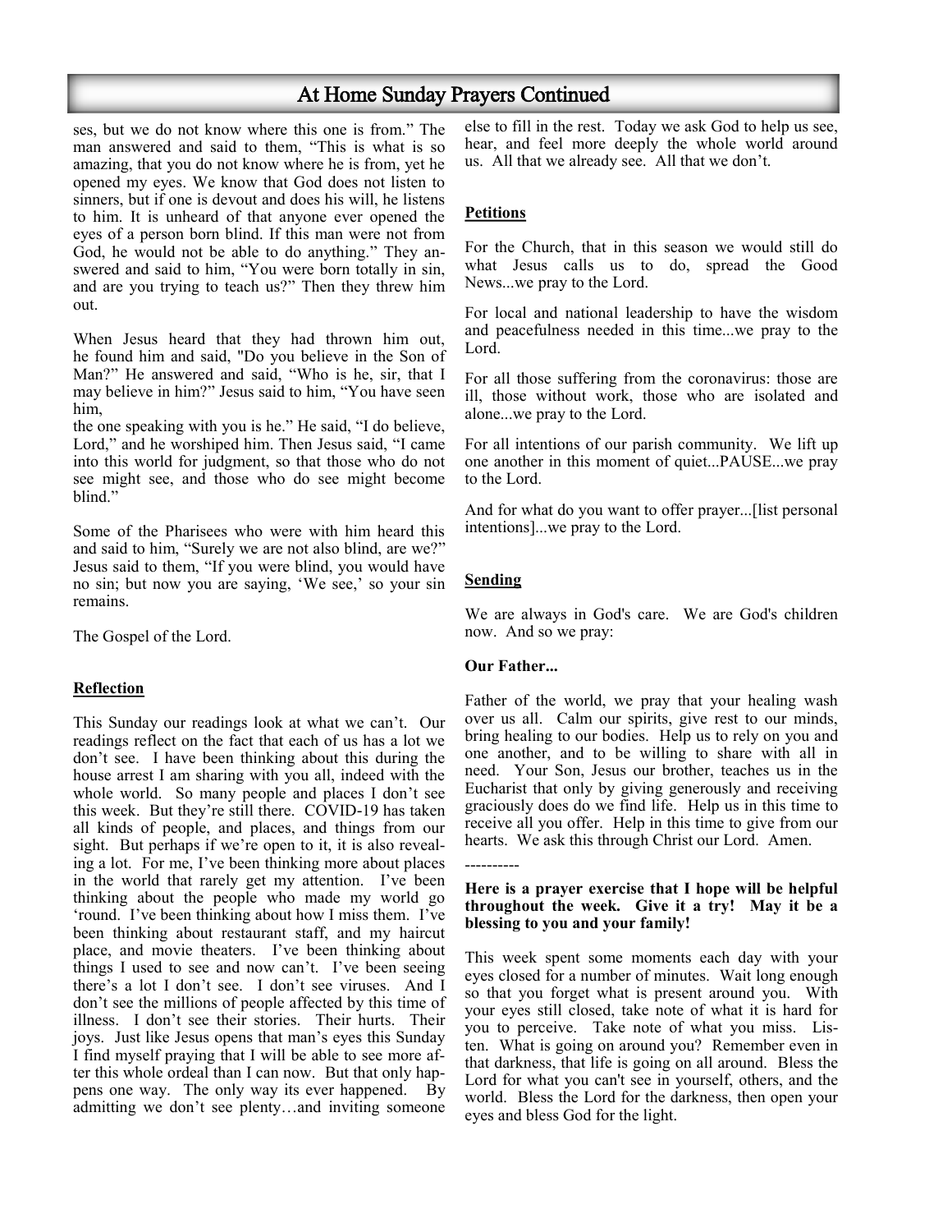## At Home Sunday Prayers Continued

ses, but we do not know where this one is from." The man answered and said to them, "This is what is so amazing, that you do not know where he is from, yet he opened my eyes. We know that God does not listen to sinners, but if one is devout and does his will, he listens to him. It is unheard of that anyone ever opened the eyes of a person born blind. If this man were not from God, he would not be able to do anything." They answered and said to him, "You were born totally in sin, and are you trying to teach us?" Then they threw him out.

When Jesus heard that they had thrown him out, he found him and said, "Do you believe in the Son of Man?" He answered and said, "Who is he, sir, that I may believe in him?" Jesus said to him, "You have seen him,
the one speaking with you is he." He said, "I do believe, Lord," and he worshiped him. Then Jesus said, "I came into this world for judgment, so that those who do not see might see, and those who do see might become blind."

Some of the Pharisees who were with him heard this and said to him, "Surely we are not also blind, are we?" Jesus said to them, "If you were blind, you would have no sin; but now you are saying, 'We see,' so your sin remains.

The Gospel of the Lord.

**Reflection**

This Sunday our readings look at what we can't. Our readings reflect on the fact that each of us has a lot we don't see. I have been thinking about this during the house arrest I am sharing with you all, indeed with the whole world. So many people and places I don't see this week. But they're still there. COVID-19 has taken all kinds of people, and places, and things from our sight. But perhaps if we're open to it, it is also revealing a lot. For me, I've been thinking more about places in the world that rarely get my attention. I've been thinking about the people who made my world go 'round. I've been thinking about how I miss them. I've been thinking about restaurant staff, and my haircut place, and movie theaters. I've been thinking about things I used to see and now can't. I've been seeing there's a lot I don't see. I don't see viruses. And I don't see the millions of people affected by this time of illness. I don't see their stories. Their hurts. Their joys. Just like Jesus opens that man's eyes this Sunday I find myself praying that I will be able to see more after this whole ordeal than I can now. But that only happens one way. The only way its ever happened. By admitting we don't see plenty…and inviting someone else to fill in the rest. Today we ask God to help us see, hear, and feel more deeply the whole world around us. All that we already see. All that we don't.

**Petitions**

For the Church, that in this season we would still do what Jesus calls us to do, spread the Good News...we pray to the Lord.

For local and national leadership to have the wisdom and peacefulness needed in this time...we pray to the Lord.

For all those suffering from the coronavirus: those are ill, those without work, those who are isolated and alone...we pray to the Lord.

For all intentions of our parish community. We lift up one another in this moment of quiet...PAUSE...we pray to the Lord.

And for what do you want to offer prayer...[list personal intentions]...we pray to the Lord.

**Sending**

We are always in God's care. We are God's children now. And so we pray:

**Our Father...**

Father of the world, we pray that your healing wash over us all. Calm our spirits, give rest to our minds, bring healing to our bodies. Help us to rely on you and one another, and to be willing to share with all in need. Your Son, Jesus our brother, teaches us in the Eucharist that only by giving generously and receiving graciously does do we find life. Help us in this time to receive all you offer. Help in this time to give from our hearts. We ask this through Christ our Lord. Amen.

----------

**Here is a prayer exercise that I hope will be helpful throughout the week. Give it a try! May it be a blessing to you and your family!**

This week spent some moments each day with your eyes closed for a number of minutes. Wait long enough so that you forget what is present around you. With your eyes still closed, take note of what it is hard for you to perceive. Take note of what you miss. Listen. What is going on around you? Remember even in that darkness, that life is going on all around. Bless the Lord for what you can't see in yourself, others, and the world. Bless the Lord for the darkness, then open your eyes and bless God for the light.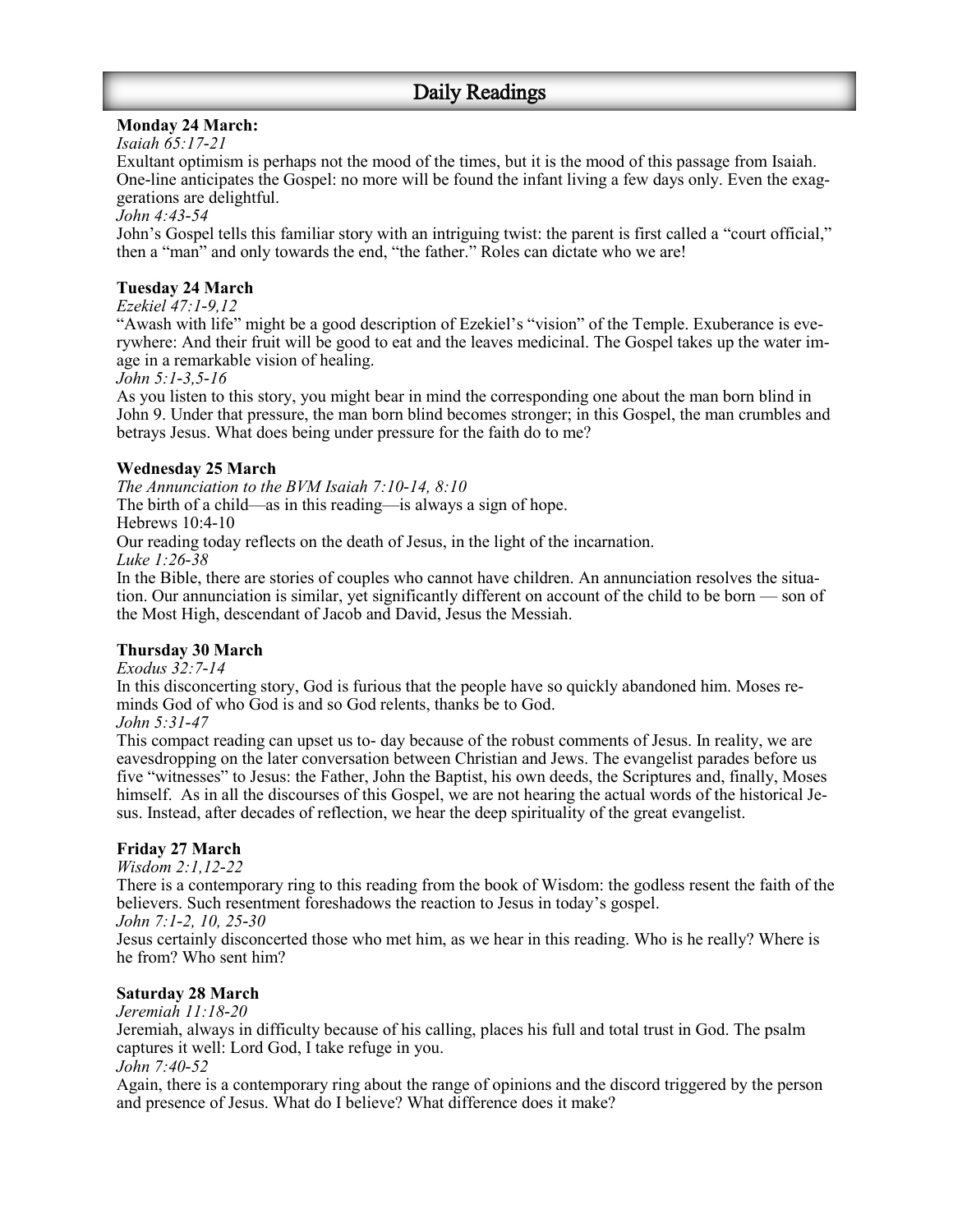## Daily Readings

**Monday 24 March:**

*Isaiah 65:17-21*

Exultant optimism is perhaps not the mood of the times, but it is the mood of this passage from Isaiah. One-line anticipates the Gospel: no more will be found the infant living a few days only. Even the exaggerations are delightful.

*John 4:43-54*

John's Gospel tells this familiar story with an intriguing twist: the parent is first called a "court official," then a "man" and only towards the end, "the father." Roles can dictate who we are!

**Tuesday 24 March**

*Ezekiel 47:1-9,12*

"Awash with life" might be a good description of Ezekiel's "vision" of the Temple. Exuberance is everywhere: And their fruit will be good to eat and the leaves medicinal. The Gospel takes up the water image in a remarkable vision of healing.

*John 5:1-3,5-16*

As you listen to this story, you might bear in mind the corresponding one about the man born blind in John 9. Under that pressure, the man born blind becomes stronger; in this Gospel, the man crumbles and betrays Jesus. What does being under pressure for the faith do to me?

**Wednesday 25 March**

*The Annunciation to the BVM Isaiah 7:10-14, 8:10*

The birth of a child—as in this reading—is always a sign of hope.

Hebrews 10:4-10

Our reading today reflects on the death of Jesus, in the light of the incarnation.

*Luke 1:26-38*

In the Bible, there are stories of couples who cannot have children. An annunciation resolves the situation. Our annunciation is similar, yet significantly different on account of the child to be born — son of the Most High, descendant of Jacob and David, Jesus the Messiah.

**Thursday 30 March**

*Exodus 32:7-14*

In this disconcerting story, God is furious that the people have so quickly abandoned him. Moses reminds God of who God is and so God relents, thanks be to God.

*John 5:31-47*

This compact reading can upset us to- day because of the robust comments of Jesus. In reality, we are eavesdropping on the later conversation between Christian and Jews. The evangelist parades before us five "witnesses" to Jesus: the Father, John the Baptist, his own deeds, the Scriptures and, finally, Moses himself. As in all the discourses of this Gospel, we are not hearing the actual words of the historical Jesus. Instead, after decades of reflection, we hear the deep spirituality of the great evangelist.

**Friday 27 March**

*Wisdom 2:1,12-22*

There is a contemporary ring to this reading from the book of Wisdom: the godless resent the faith of the believers. Such resentment foreshadows the reaction to Jesus in today's gospel.

*John 7:1-2, 10, 25-30*

Jesus certainly disconcerted those who met him, as we hear in this reading. Who is he really? Where is he from? Who sent him?

**Saturday 28 March**

*Jeremiah 11:18-20*

Jeremiah, always in difficulty because of his calling, places his full and total trust in God. The psalm captures it well: Lord God, I take refuge in you.

*John 7:40-52*

Again, there is a contemporary ring about the range of opinions and the discord triggered by the person and presence of Jesus. What do I believe? What difference does it make?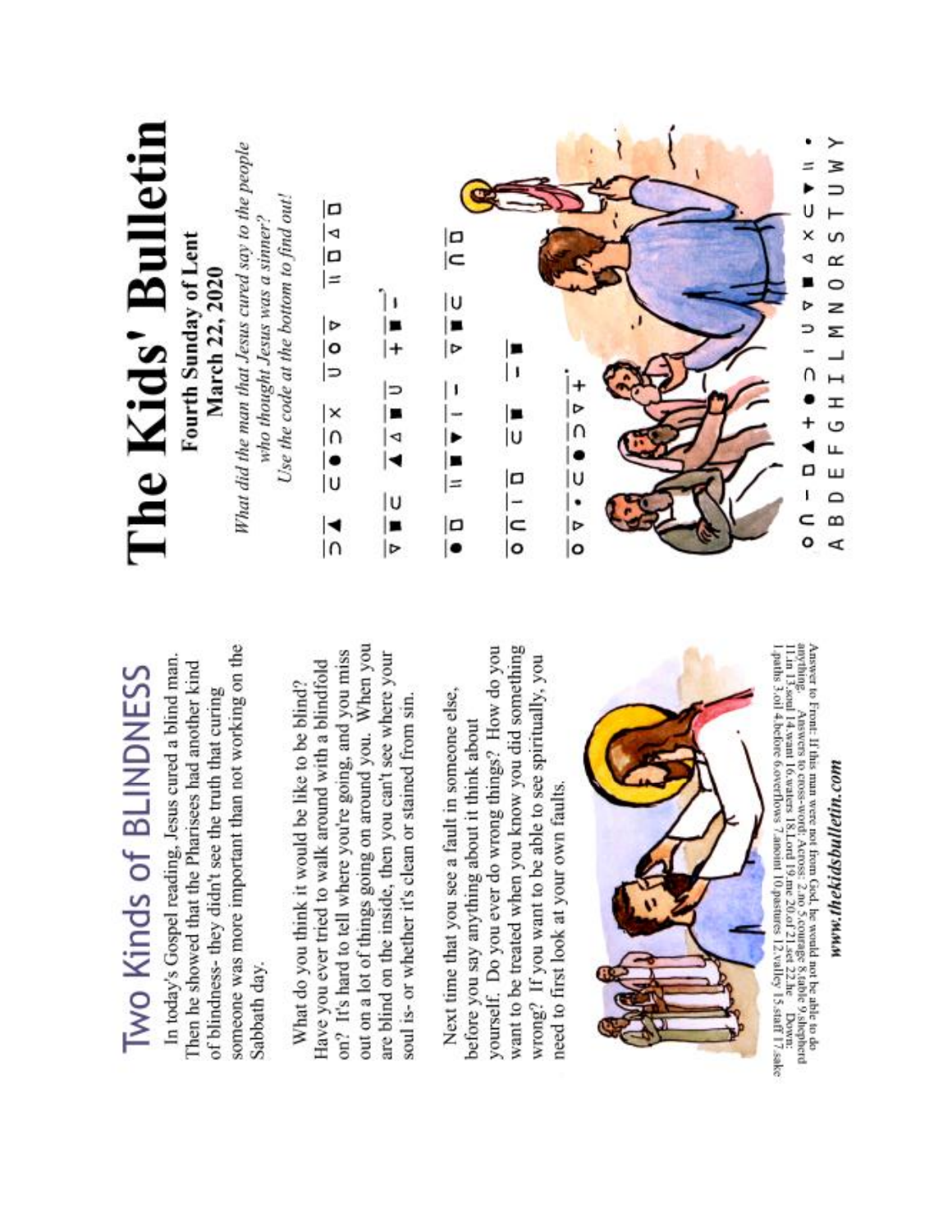# Two Kinds of BLINDNESS

In today's Gospel reading, Jesus cured a blind man. Then he showed that the Pharisees had another kind of blindness- they didn't see the truth that curing someone was more important than not working on the Sabbath day.

What do you think it would be like to be blind? Have you ever tried to walk around with a blindfold on? It's hard to tell where you're going, and you miss out on a lot of things going on around you. When you are blind on the inside, then you can't see where your soul is- or whether it's clean or stained from sin.

Next time that you see a fault in someone else, before you say anything about it think about yourself. Do you ever do wrong things? How do you want to be treated when you know you did something wrong? If you want to be able to see spiritually, you need to first look at your own faults.

Answer to Front: If this man were not from God, he would not be able to do anything. Answers to cross-word: Across: 2.no 5.courage 8.table 9.shepherd 11.in 13.soul 14.want 16.waters 18.Lord 19.me 20.of 21.set 22.he Down: 1.paths 3.oil 4.before 6.overflows 7.anoint 10.pastures 12.valley 15.staff 17.sake

www.thekidsbulletin.com

# The Kids' Bulletin

**Fourth Sunday of Lent**
**March 22, 2020**

*What did the man that Jesus cured say to the people who thought Jesus was a sinner? Use the code at the bottom to find out!*

A B D E F G H I L M N O R S T U W Y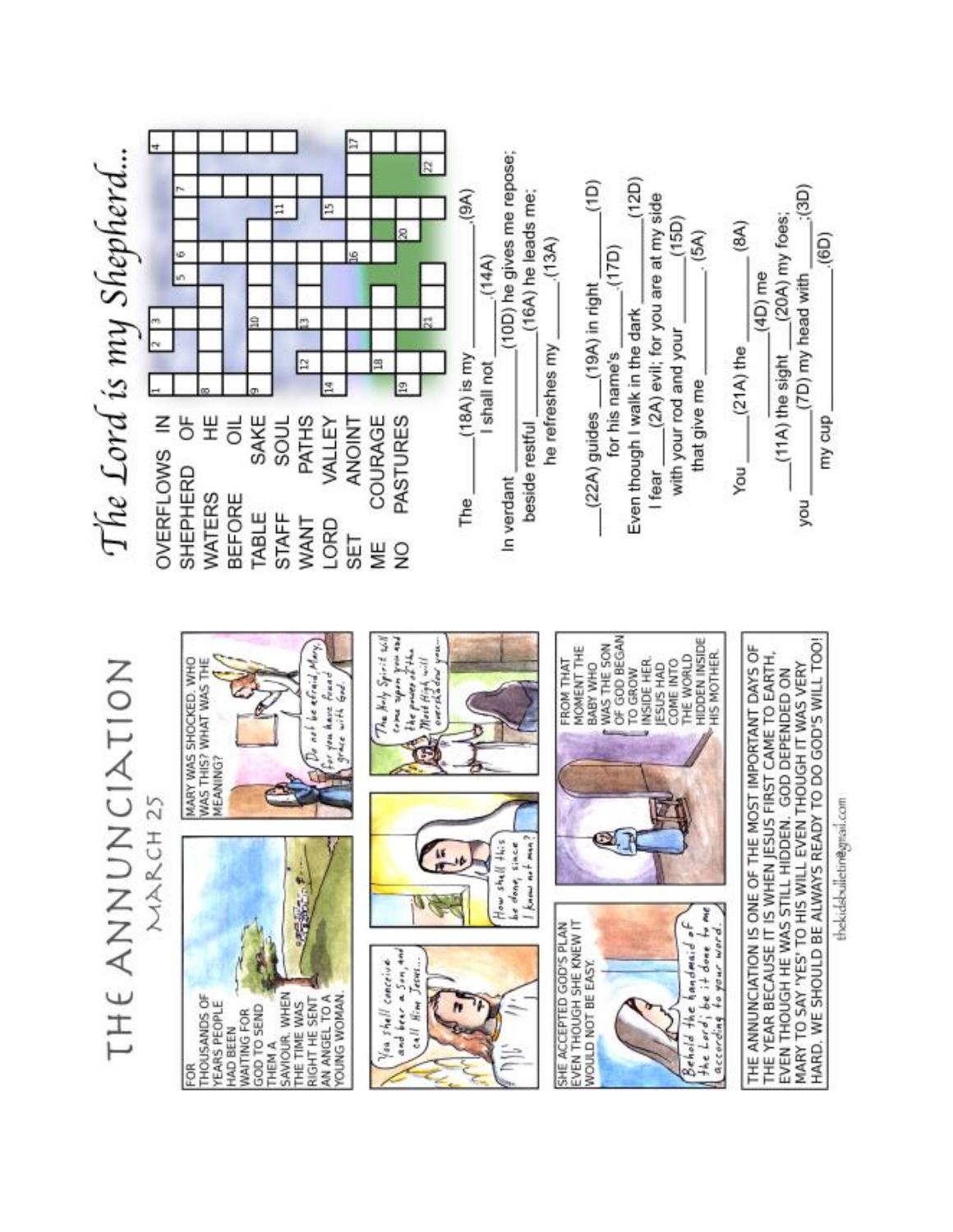# THE ANNUNCIATION

MARCH 25

FOR THOUSANDS OF YEARS PEOPLE HAD BEEN WAITING FOR GOD TO SEND THEM A SAVIOUR. WHEN THE TIME WAS RIGHT HE SENT AN ANGEL TO A YOUNG WOMAN.

MARY WAS SHOCKED. WHO WAS THIS? WHAT WAS THE MEANING?

Do not be afraid, Mary, for you have found grace with God.

You shall conceive and bear a Son, and call Him Jesus...

How shall this be done, since I know not man?

The Holy Spirit will come upon you and the power of the Most High will overshadow you...

SHE ACCEPTED GOD'S PLAN EVEN THOUGH SHE KNEW IT WOULD NOT BE EASY.

Behold the handmaid of the Lord; be it done to me according to your word.

FROM THAT MOMENT THE BABY WHO WAS THE SON OF GOD BEGAN TO GROW INSIDE HER. JESUS HAD COME INTO THE WORLD HIDDEN INSIDE HIS MOTHER.

THE ANNUNCIATION IS ONE OF THE MOST IMPORTANT DAYS OF THE YEAR BECAUSE IT IS WHEN JESUS FIRST CAME TO EARTH, EVEN THOUGH HE WAS STILL HIDDEN. GOD DEPENDED ON MARY TO SAY 'YES' TO HIS WILL EVEN THOUGH IT WAS VERY HARD. WE SHOULD BE ALWAYS READY TO DO GOD'S WILL TOO!

thekidsbulletin@gmail.com

# The Lord is my Shepherd...

OVERFLOWS, SHEPHERD, WATERS, BEFORE, TABLE, STAFF, WANT, LORD, SET, ME, NO, IN, OF, HE, OIL, SAKE, SOUL, PATHS, VALLEY, ANOINT, COURAGE, PASTURES

The \_\_\_\_\_\_(18A) is my \_\_\_\_\_\_(9A)
I shall not \_\_\_\_\_\_(14A)
In verdant \_\_\_\_\_\_(10D) he gives me repose;
beside restful \_\_\_\_\_\_(16A) he leads me;
he refreshes my \_\_\_\_\_\_(13A)

\_\_\_\_\_\_(22A) guides \_\_\_\_\_\_(19A) in right \_\_\_\_\_\_(1D)
for his name's \_\_\_\_\_\_(17D)
Even though I walk in the dark \_\_\_\_\_\_(12D)
I fear \_\_\_\_\_\_(2A) evil; for you are at my side
with your rod and your \_\_\_\_\_\_(15D)
that give me \_\_\_\_\_\_(5A)

You \_\_\_\_\_\_(21A) the \_\_\_\_\_\_(8A)
\_\_\_\_\_\_(4D) me
\_\_\_\_\_\_(11A) the sight \_\_\_\_\_\_(20A) my foes;
you \_\_\_\_\_\_(7D) my head with \_\_\_\_\_\_(3D);
my cup \_\_\_\_\_\_(6D)